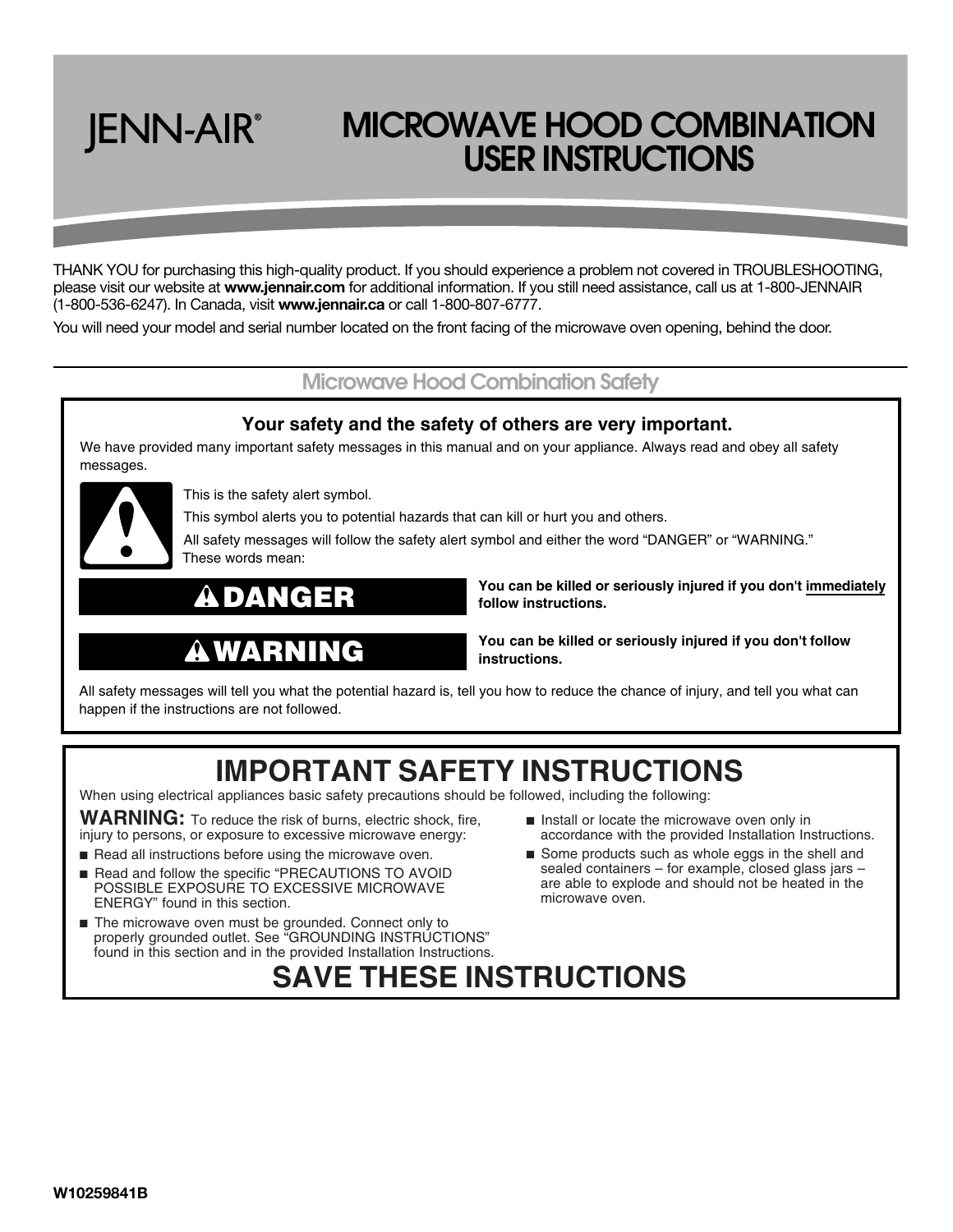# JENN-AIR®

# MICROWAVE HOOD COMBINATION USER INSTRUCTIONS

THANK YOU for purchasing this high-quality product. If you should experience a problem not covered in TROUBLESHOOTING, please visit our website at **www.jennair.com** for additional information. If you still need assistance, call us at 1-800-JENNAIR (1-800-536-6247). In Canada, visit **www.jennair.ca** or call 1-800-807-6777.

You will need your model and serial number located on the front facing of the microwave oven opening, behind the door.

## Microwave Hood Combination Safety

**Your safety and the safety of others are very important.**

We have provided many important safety messages in this manual and on your appliance. Always read and obey all safety messages.

This is the safety alert symbol.

This symbol alerts you to potential hazards that can kill or hurt you and others.

All safety messages will follow the safety alert symbol and either the word "DANGER" or "WARNING." These words mean:

**DANGER** — **You can be killed or seriously injured if you don't immediately follow instructions.**

**WARNING** — **You can be killed or seriously injured if you don't follow instructions.**

All safety messages will tell you what the potential hazard is, tell you how to reduce the chance of injury, and tell you what can happen if the instructions are not followed.

## IMPORTANT SAFETY INSTRUCTIONS

When using electrical appliances basic safety precautions should be followed, including the following:

**WARNING:** To reduce the risk of burns, electric shock, fire, injury to persons, or exposure to excessive microwave energy:

- Read all instructions before using the microwave oven.
- Read and follow the specific "PRECAUTIONS TO AVOID POSSIBLE EXPOSURE TO EXCESSIVE MICROWAVE ENERGY" found in this section.
- The microwave oven must be grounded. Connect only to properly grounded outlet. See "GROUNDING INSTRUCTIONS" found in this section and in the provided Installation Instructions.
- Install or locate the microwave oven only in accordance with the provided Installation Instructions.
- Some products such as whole eggs in the shell and sealed containers – for example, closed glass jars – are able to explode and should not be heated in the microwave oven.

## SAVE THESE INSTRUCTIONS

W10259841B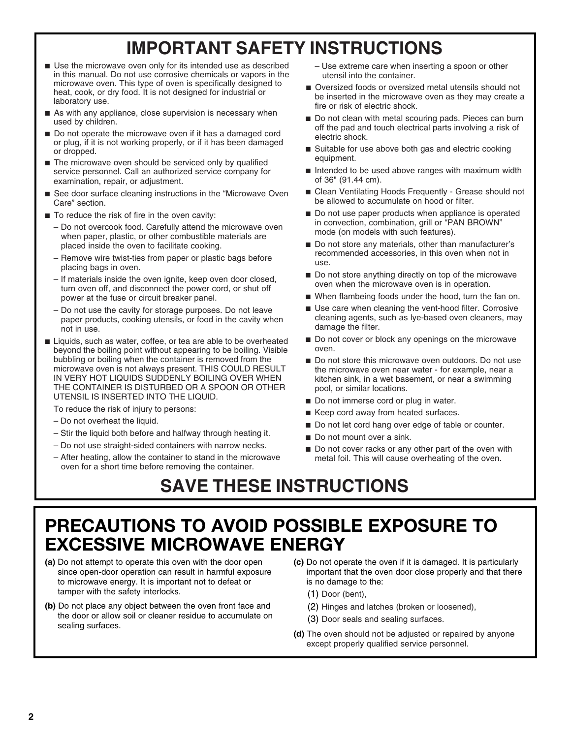# IMPORTANT SAFETY INSTRUCTIONS

- Use the microwave oven only for its intended use as described in this manual. Do not use corrosive chemicals or vapors in the microwave oven. This type of oven is specifically designed to heat, cook, or dry food. It is not designed for industrial or laboratory use.
- As with any appliance, close supervision is necessary when used by children.
- Do not operate the microwave oven if it has a damaged cord or plug, if it is not working properly, or if it has been damaged or dropped.
- The microwave oven should be serviced only by qualified service personnel. Call an authorized service company for examination, repair, or adjustment.
- See door surface cleaning instructions in the "Microwave Oven Care" section.
- To reduce the risk of fire in the oven cavity:
  - Do not overcook food. Carefully attend the microwave oven when paper, plastic, or other combustible materials are placed inside the oven to facilitate cooking.
  - Remove wire twist-ties from paper or plastic bags before placing bags in oven.
  - If materials inside the oven ignite, keep oven door closed, turn oven off, and disconnect the power cord, or shut off power at the fuse or circuit breaker panel.
  - Do not use the cavity for storage purposes. Do not leave paper products, cooking utensils, or food in the cavity when not in use.
- Liquids, such as water, coffee, or tea are able to be overheated beyond the boiling point without appearing to be boiling. Visible bubbling or boiling when the container is removed from the microwave oven is not always present. THIS COULD RESULT IN VERY HOT LIQUIDS SUDDENLY BOILING OVER WHEN THE CONTAINER IS DISTURBED OR A SPOON OR OTHER UTENSIL IS INSERTED INTO THE LIQUID.

  To reduce the risk of injury to persons:
  - Do not overheat the liquid.
  - Stir the liquid both before and halfway through heating it.
  - Do not use straight-sided containers with narrow necks.
  - After heating, allow the container to stand in the microwave oven for a short time before removing the container.
  - Use extreme care when inserting a spoon or other utensil into the container.
- Oversized foods or oversized metal utensils should not be inserted in the microwave oven as they may create a fire or risk of electric shock.
- Do not clean with metal scouring pads. Pieces can burn off the pad and touch electrical parts involving a risk of electric shock.
- Suitable for use above both gas and electric cooking equipment.
- Intended to be used above ranges with maximum width of 36" (91.44 cm).
- Clean Ventilating Hoods Frequently - Grease should not be allowed to accumulate on hood or filter.
- Do not use paper products when appliance is operated in convection, combination, grill or "PAN BROWN" mode (on models with such features).
- Do not store any materials, other than manufacturer's recommended accessories, in this oven when not in use.
- Do not store anything directly on top of the microwave oven when the microwave oven is in operation.
- When flambeing foods under the hood, turn the fan on.
- Use care when cleaning the vent-hood filter. Corrosive cleaning agents, such as lye-based oven cleaners, may damage the filter.
- Do not cover or block any openings on the microwave oven.
- Do not store this microwave oven outdoors. Do not use the microwave oven near water - for example, near a kitchen sink, in a wet basement, or near a swimming pool, or similar locations.
- Do not immerse cord or plug in water.
- Keep cord away from heated surfaces.
- Do not let cord hang over edge of table or counter.
- Do not mount over a sink.
- Do not cover racks or any other part of the oven with metal foil. This will cause overheating of the oven.

# SAVE THESE INSTRUCTIONS

# PRECAUTIONS TO AVOID POSSIBLE EXPOSURE TO EXCESSIVE MICROWAVE ENERGY

**(a)** Do not attempt to operate this oven with the door open since open-door operation can result in harmful exposure to microwave energy. It is important not to defeat or tamper with the safety interlocks.

**(b)** Do not place any object between the oven front face and the door or allow soil or cleaner residue to accumulate on sealing surfaces.

**(c)** Do not operate the oven if it is damaged. It is particularly important that the oven door close properly and that there is no damage to the:

(1) Door (bent),

(2) Hinges and latches (broken or loosened),

(3) Door seals and sealing surfaces.

**(d)** The oven should not be adjusted or repaired by anyone except properly qualified service personnel.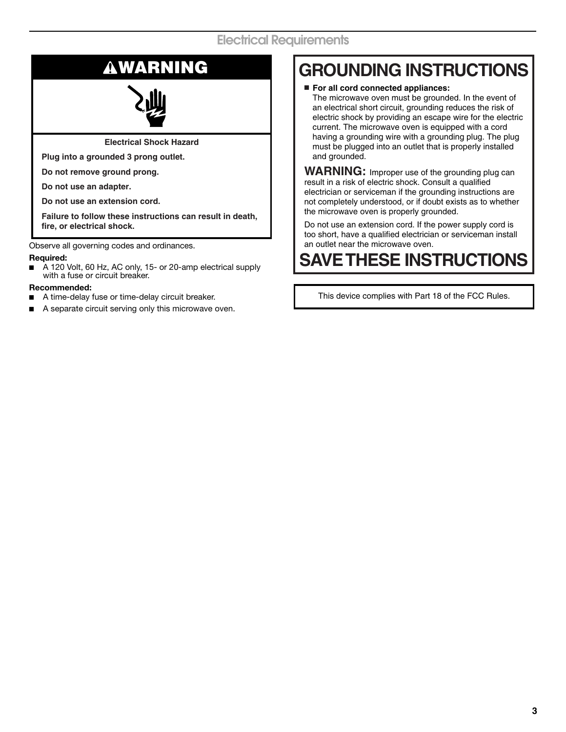# Electrical Requirements

## ⚠WARNING

**Electrical Shock Hazard**

**Plug into a grounded 3 prong outlet.**

**Do not remove ground prong.**

**Do not use an adapter.**

**Do not use an extension cord.**

**Failure to follow these instructions can result in death, fire, or electrical shock.**

Observe all governing codes and ordinances.

**Required:**

- A 120 Volt, 60 Hz, AC only, 15- or 20-amp electrical supply with a fuse or circuit breaker.

**Recommended:**

- A time-delay fuse or time-delay circuit breaker.
- A separate circuit serving only this microwave oven.

# GROUNDING INSTRUCTIONS

- **For all cord connected appliances:**
  The microwave oven must be grounded. In the event of an electrical short circuit, grounding reduces the risk of electric shock by providing an escape wire for the electric current. The microwave oven is equipped with a cord having a grounding wire with a grounding plug. The plug must be plugged into an outlet that is properly installed and grounded.

**WARNING:** Improper use of the grounding plug can result in a risk of electric shock. Consult a qualified electrician or serviceman if the grounding instructions are not completely understood, or if doubt exists as to whether the microwave oven is properly grounded.

Do not use an extension cord. If the power supply cord is too short, have a qualified electrician or serviceman install an outlet near the microwave oven.

# SAVE THESE INSTRUCTIONS

This device complies with Part 18 of the FCC Rules.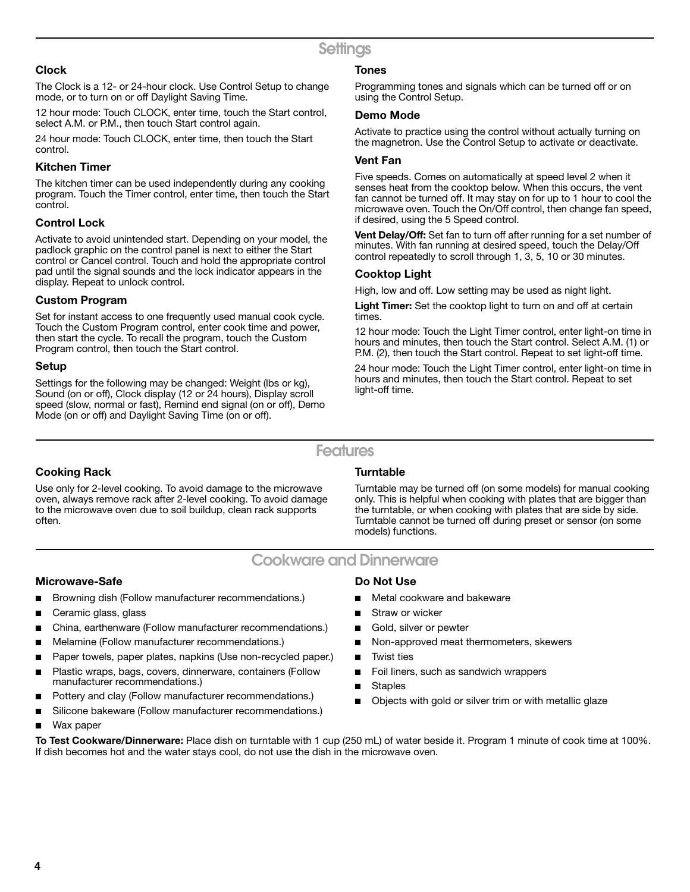## Settings

### Clock

The Clock is a 12- or 24-hour clock. Use Control Setup to change mode, or to turn on or off Daylight Saving Time.

12 hour mode: Touch CLOCK, enter time, touch the Start control, select A.M. or P.M., then touch Start control again.

24 hour mode: Touch CLOCK, enter time, then touch the Start control.

### Kitchen Timer

The kitchen timer can be used independently during any cooking program. Touch the Timer control, enter time, then touch the Start control.

### Control Lock

Activate to avoid unintended start. Depending on your model, the padlock graphic on the control panel is next to either the Start control or Cancel control. Touch and hold the appropriate control pad until the signal sounds and the lock indicator appears in the display. Repeat to unlock control.

### Custom Program

Set for instant access to one frequently used manual cook cycle. Touch the Custom Program control, enter cook time and power, then start the cycle. To recall the program, touch the Custom Program control, then touch the Start control.

### Setup

Settings for the following may be changed: Weight (lbs or kg), Sound (on or off), Clock display (12 or 24 hours), Display scroll speed (slow, normal or fast), Remind end signal (on or off), Demo Mode (on or off) and Daylight Saving Time (on or off).

### Tones

Programming tones and signals which can be turned off or on using the Control Setup.

### Demo Mode

Activate to practice using the control without actually turning on the magnetron. Use the Control Setup to activate or deactivate.

### Vent Fan

Five speeds. Comes on automatically at speed level 2 when it senses heat from the cooktop below. When this occurs, the vent fan cannot be turned off. It may stay on for up to 1 hour to cool the microwave oven. Touch the On/Off control, then change fan speed, if desired, using the 5 Speed control.

**Vent Delay/Off:** Set fan to turn off after running for a set number of minutes. With fan running at desired speed, touch the Delay/Off control repeatedly to scroll through 1, 3, 5, 10 or 30 minutes.

### Cooktop Light

High, low and off. Low setting may be used as night light.

**Light Timer:** Set the cooktop light to turn on and off at certain times.

12 hour mode: Touch the Light Timer control, enter light-on time in hours and minutes, then touch the Start control. Select A.M. (1) or P.M. (2), then touch the Start control. Repeat to set light-off time.

24 hour mode: Touch the Light Timer control, enter light-on time in hours and minutes, then touch the Start control. Repeat to set light-off time.

## Features

### Cooking Rack

Use only for 2-level cooking. To avoid damage to the microwave oven, always remove rack after 2-level cooking. To avoid damage to the microwave oven due to soil buildup, clean rack supports often.

### Turntable

Turntable may be turned off (on some models) for manual cooking only. This is helpful when cooking with plates that are bigger than the turntable, or when cooking with plates that are side by side. Turntable cannot be turned off during preset or sensor (on some models) functions.

## Cookware and Dinnerware

### Microwave-Safe

- Browning dish (Follow manufacturer recommendations.)
- Ceramic glass, glass
- China, earthenware (Follow manufacturer recommendations.)
- Melamine (Follow manufacturer recommendations.)
- Paper towels, paper plates, napkins (Use non-recycled paper.)
- Plastic wraps, bags, covers, dinnerware, containers (Follow manufacturer recommendations.)
- Pottery and clay (Follow manufacturer recommendations.)
- Silicone bakeware (Follow manufacturer recommendations.)
- Wax paper

### Do Not Use

- Metal cookware and bakeware
- Straw or wicker
- Gold, silver or pewter
- Non-approved meat thermometers, skewers
- Twist ties
- Foil liners, such as sandwich wrappers
- Staples
- Objects with gold or silver trim or with metallic glaze

**To Test Cookware/Dinnerware:** Place dish on turntable with 1 cup (250 mL) of water beside it. Program 1 minute of cook time at 100%. If dish becomes hot and the water stays cool, do not use the dish in the microwave oven.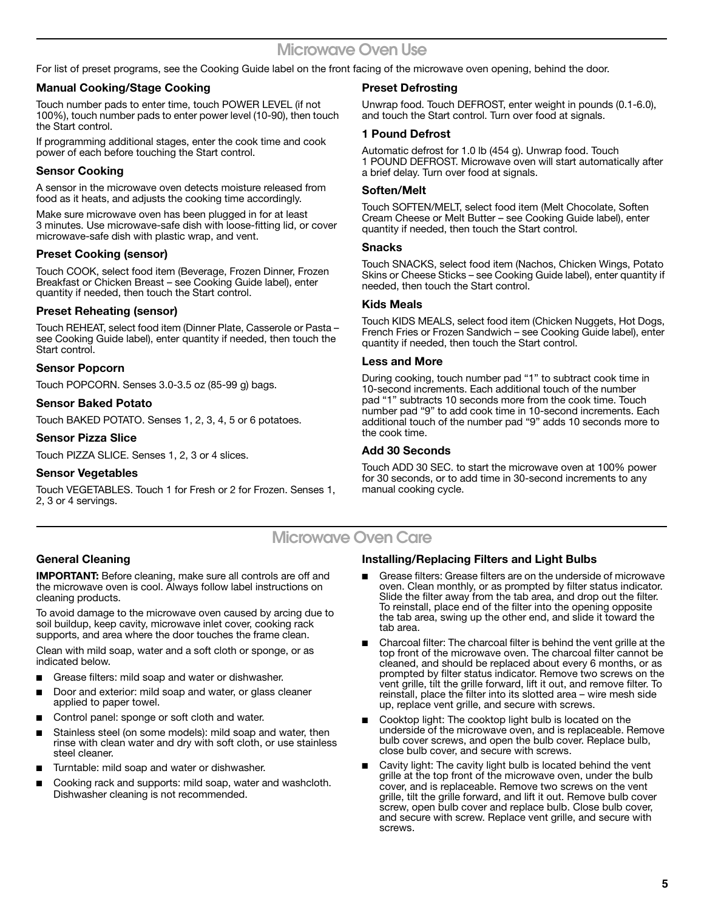# Microwave Oven Use

For list of preset programs, see the Cooking Guide label on the front facing of the microwave oven opening, behind the door.

### Manual Cooking/Stage Cooking

Touch number pads to enter time, touch POWER LEVEL (if not 100%), touch number pads to enter power level (10-90), then touch the Start control.

If programming additional stages, enter the cook time and cook power of each before touching the Start control.

### Sensor Cooking

A sensor in the microwave oven detects moisture released from food as it heats, and adjusts the cooking time accordingly.

Make sure microwave oven has been plugged in for at least 3 minutes. Use microwave-safe dish with loose-fitting lid, or cover microwave-safe dish with plastic wrap, and vent.

### Preset Cooking (sensor)

Touch COOK, select food item (Beverage, Frozen Dinner, Frozen Breakfast or Chicken Breast – see Cooking Guide label), enter quantity if needed, then touch the Start control.

### Preset Reheating (sensor)

Touch REHEAT, select food item (Dinner Plate, Casserole or Pasta – see Cooking Guide label), enter quantity if needed, then touch the Start control.

### Sensor Popcorn

Touch POPCORN. Senses 3.0-3.5 oz (85-99 g) bags.

### Sensor Baked Potato

Touch BAKED POTATO. Senses 1, 2, 3, 4, 5 or 6 potatoes.

### Sensor Pizza Slice

Touch PIZZA SLICE. Senses 1, 2, 3 or 4 slices.

### Sensor Vegetables

Touch VEGETABLES. Touch 1 for Fresh or 2 for Frozen. Senses 1, 2, 3 or 4 servings.

### Preset Defrosting

Unwrap food. Touch DEFROST, enter weight in pounds (0.1-6.0), and touch the Start control. Turn over food at signals.

### 1 Pound Defrost

Automatic defrost for 1.0 lb (454 g). Unwrap food. Touch 1 POUND DEFROST. Microwave oven will start automatically after a brief delay. Turn over food at signals.

### Soften/Melt

Touch SOFTEN/MELT, select food item (Melt Chocolate, Soften Cream Cheese or Melt Butter – see Cooking Guide label), enter quantity if needed, then touch the Start control.

### Snacks

Touch SNACKS, select food item (Nachos, Chicken Wings, Potato Skins or Cheese Sticks – see Cooking Guide label), enter quantity if needed, then touch the Start control.

### Kids Meals

Touch KIDS MEALS, select food item (Chicken Nuggets, Hot Dogs, French Fries or Frozen Sandwich – see Cooking Guide label), enter quantity if needed, then touch the Start control.

### Less and More

During cooking, touch number pad "1" to subtract cook time in 10-second increments. Each additional touch of the number pad "1" subtracts 10 seconds more from the cook time. Touch number pad "9" to add cook time in 10-second increments. Each additional touch of the number pad "9" adds 10 seconds more to the cook time.

### Add 30 Seconds

Touch ADD 30 SEC. to start the microwave oven at 100% power for 30 seconds, or to add time in 30-second increments to any manual cooking cycle.

# Microwave Oven Care

### General Cleaning

**IMPORTANT:** Before cleaning, make sure all controls are off and the microwave oven is cool. Always follow label instructions on cleaning products.

To avoid damage to the microwave oven caused by arcing due to soil buildup, keep cavity, microwave inlet cover, cooking rack supports, and area where the door touches the frame clean.

Clean with mild soap, water and a soft cloth or sponge, or as indicated below.

- Grease filters: mild soap and water or dishwasher.
- Door and exterior: mild soap and water, or glass cleaner applied to paper towel.
- Control panel: sponge or soft cloth and water.
- Stainless steel (on some models): mild soap and water, then rinse with clean water and dry with soft cloth, or use stainless steel cleaner.
- Turntable: mild soap and water or dishwasher.
- Cooking rack and supports: mild soap, water and washcloth. Dishwasher cleaning is not recommended.

### Installing/Replacing Filters and Light Bulbs

- Grease filters: Grease filters are on the underside of microwave oven. Clean monthly, or as prompted by filter status indicator. Slide the filter away from the tab area, and drop out the filter. To reinstall, place end of the filter into the opening opposite the tab area, swing up the other end, and slide it toward the tab area.
- Charcoal filter: The charcoal filter is behind the vent grille at the top front of the microwave oven. The charcoal filter cannot be cleaned, and should be replaced about every 6 months, or as prompted by filter status indicator. Remove two screws on the vent grille, tilt the grille forward, lift it out, and remove filter. To reinstall, place the filter into its slotted area – wire mesh side up, replace vent grille, and secure with screws.
- Cooktop light: The cooktop light bulb is located on the underside of the microwave oven, and is replaceable. Remove bulb cover screws, and open the bulb cover. Replace bulb, close bulb cover, and secure with screws.
- Cavity light: The cavity light bulb is located behind the vent grille at the top front of the microwave oven, under the bulb cover, and is replaceable. Remove two screws on the vent grille, tilt the grille forward, and lift it out. Remove bulb cover screw, open bulb cover and replace bulb. Close bulb cover, and secure with screw. Replace vent grille, and secure with screws.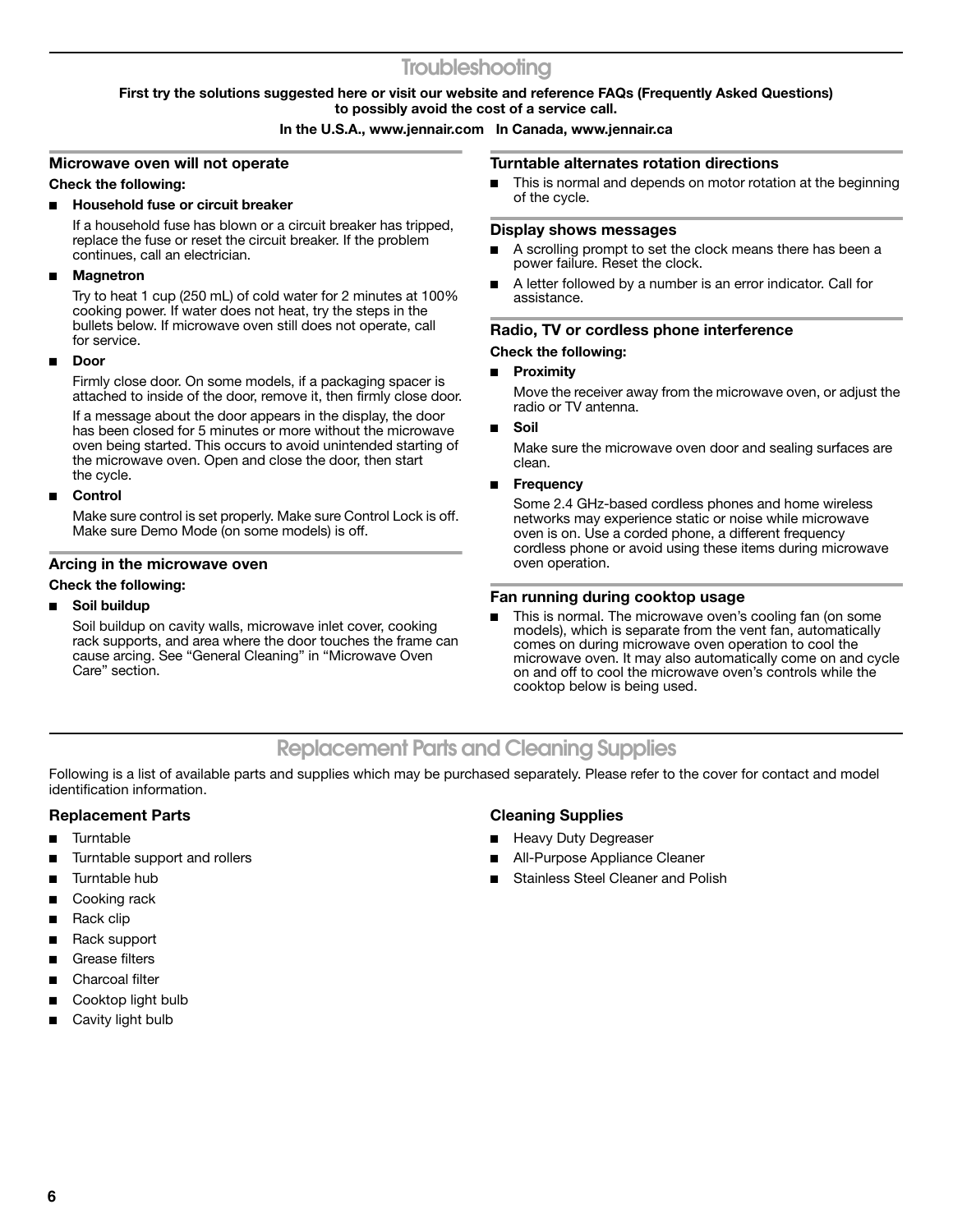# Troubleshooting

**First try the solutions suggested here or visit our website and reference FAQs (Frequently Asked Questions) to possibly avoid the cost of a service call.**

**In the U.S.A., www.jennair.com In Canada, www.jennair.ca**

### Microwave oven will not operate

**Check the following:**

- **Household fuse or circuit breaker**

  If a household fuse has blown or a circuit breaker has tripped, replace the fuse or reset the circuit breaker. If the problem continues, call an electrician.

- **Magnetron**

  Try to heat 1 cup (250 mL) of cold water for 2 minutes at 100% cooking power. If water does not heat, try the steps in the bullets below. If microwave oven still does not operate, call for service.

- **Door**

  Firmly close door. On some models, if a packaging spacer is attached to inside of the door, remove it, then firmly close door.

  If a message about the door appears in the display, the door has been closed for 5 minutes or more without the microwave oven being started. This occurs to avoid unintended starting of the microwave oven. Open and close the door, then start the cycle.

- **Control**

  Make sure control is set properly. Make sure Control Lock is off. Make sure Demo Mode (on some models) is off.

### Arcing in the microwave oven

**Check the following:**

- **Soil buildup**

  Soil buildup on cavity walls, microwave inlet cover, cooking rack supports, and area where the door touches the frame can cause arcing. See "General Cleaning" in "Microwave Oven Care" section.

### Turntable alternates rotation directions

- This is normal and depends on motor rotation at the beginning of the cycle.

### Display shows messages

- A scrolling prompt to set the clock means there has been a power failure. Reset the clock.
- A letter followed by a number is an error indicator. Call for assistance.

### Radio, TV or cordless phone interference

**Check the following:**

- **Proximity**

  Move the receiver away from the microwave oven, or adjust the radio or TV antenna.

- **Soil**

  Make sure the microwave oven door and sealing surfaces are clean.

- **Frequency**

  Some 2.4 GHz-based cordless phones and home wireless networks may experience static or noise while microwave oven is on. Use a corded phone, a different frequency cordless phone or avoid using these items during microwave oven operation.

### Fan running during cooktop usage

- This is normal. The microwave oven's cooling fan (on some models), which is separate from the vent fan, automatically comes on during microwave oven operation to cool the microwave oven. It may also automatically come on and cycle on and off to cool the microwave oven's controls while the cooktop below is being used.

# Replacement Parts and Cleaning Supplies

Following is a list of available parts and supplies which may be purchased separately. Please refer to the cover for contact and model identification information.

### Replacement Parts

- Turntable
- Turntable support and rollers
- Turntable hub
- Cooking rack
- Rack clip
- Rack support
- Grease filters
- Charcoal filter
- Cooktop light bulb
- Cavity light bulb

### Cleaning Supplies

- Heavy Duty Degreaser
- All-Purpose Appliance Cleaner
- Stainless Steel Cleaner and Polish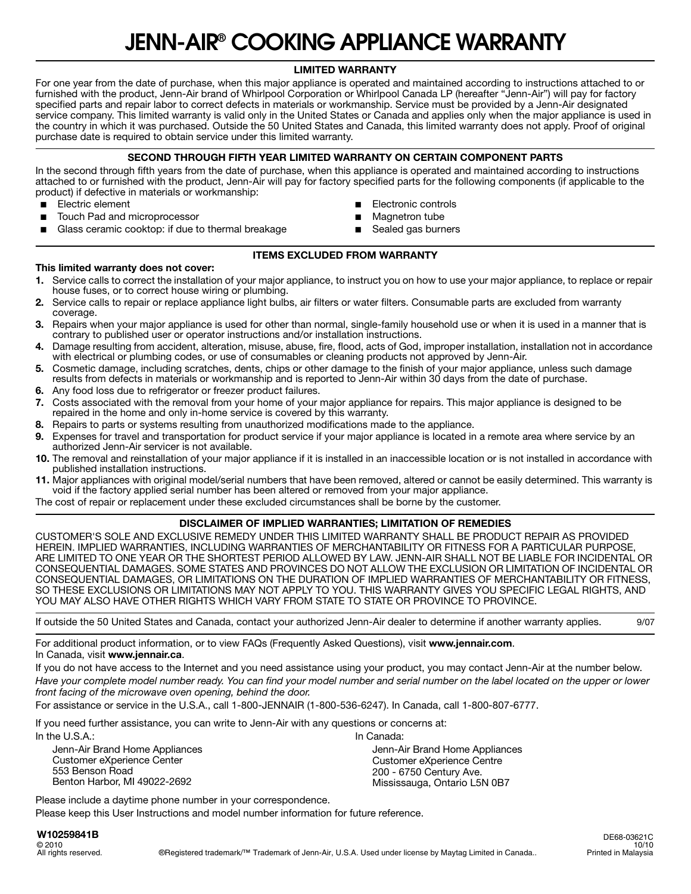# JENN-AIR® COOKING APPLIANCE WARRANTY

## LIMITED WARRANTY

For one year from the date of purchase, when this major appliance is operated and maintained according to instructions attached to or furnished with the product, Jenn-Air brand of Whirlpool Corporation or Whirlpool Canada LP (hereafter "Jenn-Air") will pay for factory specified parts and repair labor to correct defects in materials or workmanship. Service must be provided by a Jenn-Air designated service company. This limited warranty is valid only in the United States or Canada and applies only when the major appliance is used in the country in which it was purchased. Outside the 50 United States and Canada, this limited warranty does not apply. Proof of original purchase date is required to obtain service under this limited warranty.

## SECOND THROUGH FIFTH YEAR LIMITED WARRANTY ON CERTAIN COMPONENT PARTS

In the second through fifth years from the date of purchase, when this appliance is operated and maintained according to instructions attached to or furnished with the product, Jenn-Air will pay for factory specified parts for the following components (if applicable to the product) if defective in materials or workmanship:

- Electric element
- Touch Pad and microprocessor
- Glass ceramic cooktop: if due to thermal breakage
- Electronic controls
- Magnetron tube
- Sealed gas burners

## ITEMS EXCLUDED FROM WARRANTY

**This limited warranty does not cover:**

1. Service calls to correct the installation of your major appliance, to instruct you on how to use your major appliance, to replace or repair house fuses, or to correct house wiring or plumbing.
2. Service calls to repair or replace appliance light bulbs, air filters or water filters. Consumable parts are excluded from warranty coverage.
3. Repairs when your major appliance is used for other than normal, single-family household use or when it is used in a manner that is contrary to published user or operator instructions and/or installation instructions.
4. Damage resulting from accident, alteration, misuse, abuse, fire, flood, acts of God, improper installation, installation not in accordance with electrical or plumbing codes, or use of consumables or cleaning products not approved by Jenn-Air.
5. Cosmetic damage, including scratches, dents, chips or other damage to the finish of your major appliance, unless such damage results from defects in materials or workmanship and is reported to Jenn-Air within 30 days from the date of purchase.
6. Any food loss due to refrigerator or freezer product failures.
7. Costs associated with the removal from your home of your major appliance for repairs. This major appliance is designed to be repaired in the home and only in-home service is covered by this warranty.
8. Repairs to parts or systems resulting from unauthorized modifications made to the appliance.
9. Expenses for travel and transportation for product service if your major appliance is located in a remote area where service by an authorized Jenn-Air servicer is not available.
10. The removal and reinstallation of your major appliance if it is installed in an inaccessible location or is not installed in accordance with published installation instructions.
11. Major appliances with original model/serial numbers that have been removed, altered or cannot be easily determined. This warranty is void if the factory applied serial number has been altered or removed from your major appliance.

The cost of repair or replacement under these excluded circumstances shall be borne by the customer.

## DISCLAIMER OF IMPLIED WARRANTIES; LIMITATION OF REMEDIES

CUSTOMER'S SOLE AND EXCLUSIVE REMEDY UNDER THIS LIMITED WARRANTY SHALL BE PRODUCT REPAIR AS PROVIDED HEREIN. IMPLIED WARRANTIES, INCLUDING WARRANTIES OF MERCHANTABILITY OR FITNESS FOR A PARTICULAR PURPOSE, ARE LIMITED TO ONE YEAR OR THE SHORTEST PERIOD ALLOWED BY LAW. JENN-AIR SHALL NOT BE LIABLE FOR INCIDENTAL OR CONSEQUENTIAL DAMAGES. SOME STATES AND PROVINCES DO NOT ALLOW THE EXCLUSION OR LIMITATION OF INCIDENTAL OR CONSEQUENTIAL DAMAGES, OR LIMITATIONS ON THE DURATION OF IMPLIED WARRANTIES OF MERCHANTABILITY OR FITNESS, SO THESE EXCLUSIONS OR LIMITATIONS MAY NOT APPLY TO YOU. THIS WARRANTY GIVES YOU SPECIFIC LEGAL RIGHTS, AND YOU MAY ALSO HAVE OTHER RIGHTS WHICH VARY FROM STATE TO STATE OR PROVINCE TO PROVINCE.

If outside the 50 United States and Canada, contact your authorized Jenn-Air dealer to determine if another warranty applies. 9/07

For additional product information, or to view FAQs (Frequently Asked Questions), visit **www.jennair.com**.
In Canada, visit **www.jennair.ca**.

If you do not have access to the Internet and you need assistance using your product, you may contact Jenn-Air at the number below.

*Have your complete model number ready. You can find your model number and serial number on the label located on the upper or lower front facing of the microwave oven opening, behind the door.*

For assistance or service in the U.S.A., call 1-800-JENNAIR (1-800-536-6247). In Canada, call 1-800-807-6777.

If you need further assistance, you can write to Jenn-Air with any questions or concerns at:

In the U.S.A.:

Jenn-Air Brand Home Appliances
Customer eXperience Center
553 Benson Road
Benton Harbor, MI 49022-2692

In Canada:

Jenn-Air Brand Home Appliances
Customer eXperience Centre
200 - 6750 Century Ave.
Mississauga, Ontario L5N 0B7

Please include a daytime phone number in your correspondence.

Please keep this User Instructions and model number information for future reference.

**W10259841B**
© 2010
All rights reserved.

®Registered trademark/™ Trademark of Jenn-Air, U.S.A. Used under license by Maytag Limited in Canada..

DE68-03621C
10/10
Printed in Malaysia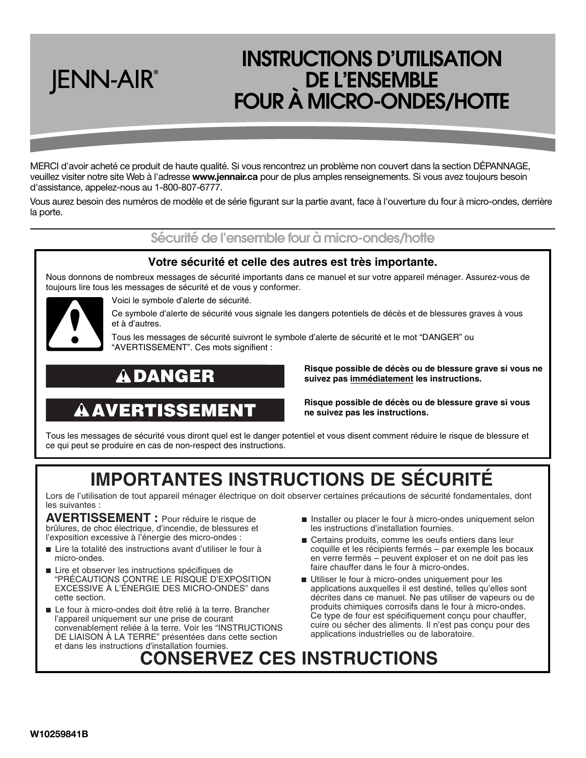JENN-AIR®

# INSTRUCTIONS D'UTILISATION DE L'ENSEMBLE FOUR À MICRO-ONDES/HOTTE

MERCI d'avoir acheté ce produit de haute qualité. Si vous rencontrez un problème non couvert dans la section DÉPANNAGE, veuillez visiter notre site Web à l'adresse **www.jennair.ca** pour de plus amples renseignements. Si vous avez toujours besoin d'assistance, appelez-nous au 1-800-807-6777.

Vous aurez besoin des numéros de modèle et de série figurant sur la partie avant, face à l'ouverture du four à micro-ondes, derrière la porte.

## Sécurité de l'ensemble four à micro-ondes/hotte

**Votre sécurité et celle des autres est très importante.**

Nous donnons de nombreux messages de sécurité importants dans ce manuel et sur votre appareil ménager. Assurez-vous de toujours lire tous les messages de sécurité et de vous y conformer.

Voici le symbole d'alerte de sécurité.

Ce symbole d'alerte de sécurité vous signale les dangers potentiels de décès et de blessures graves à vous et à d'autres.

Tous les messages de sécurité suivront le symbole d'alerte de sécurité et le mot "DANGER" ou "AVERTISSEMENT". Ces mots signifient :

**⚠DANGER** — **Risque possible de décès ou de blessure grave si vous ne suivez pas immédiatement les instructions.**

**⚠AVERTISSEMENT** — **Risque possible de décès ou de blessure grave si vous ne suivez pas les instructions.**

Tous les messages de sécurité vous diront quel est le danger potentiel et vous disent comment réduire le risque de blessure et ce qui peut se produire en cas de non-respect des instructions.

## IMPORTANTES INSTRUCTIONS DE SÉCURITÉ

Lors de l'utilisation de tout appareil ménager électrique on doit observer certaines précautions de sécurité fondamentales, dont les suivantes :

**AVERTISSEMENT :** Pour réduire le risque de brûlures, de choc électrique, d'incendie, de blessures et l'exposition excessive à l'énergie des micro-ondes :

- Lire la totalité des instructions avant d'utiliser le four à micro-ondes.
- Lire et observer les instructions spécifiques de "PRÉCAUTIONS CONTRE LE RISQUE D'EXPOSITION EXCESSIVE À L'ÉNERGIE DES MICRO-ONDES" dans cette section.
- Le four à micro-ondes doit être relié à la terre. Brancher l'appareil uniquement sur une prise de courant convenablement reliée à la terre. Voir les "INSTRUCTIONS DE LIAISON À LA TERRE" présentées dans cette section et dans les instructions d'installation fournies.
- Installer ou placer le four à micro-ondes uniquement selon les instructions d'installation fournies.
- Certains produits, comme les oeufs entiers dans leur coquille et les récipients fermés – par exemple les bocaux en verre fermés – peuvent exploser et on ne doit pas les faire chauffer dans le four à micro-ondes.
- Utiliser le four à micro-ondes uniquement pour les applications auxquelles il est destiné, telles qu'elles sont décrites dans ce manuel. Ne pas utiliser de vapeurs ou de produits chimiques corrosifs dans le four à micro-ondes. Ce type de four est spécifiquement conçu pour chauffer, cuire ou sécher des aliments. Il n'est pas conçu pour des applications industrielles ou de laboratoire.

## CONSERVEZ CES INSTRUCTIONS

W10259841B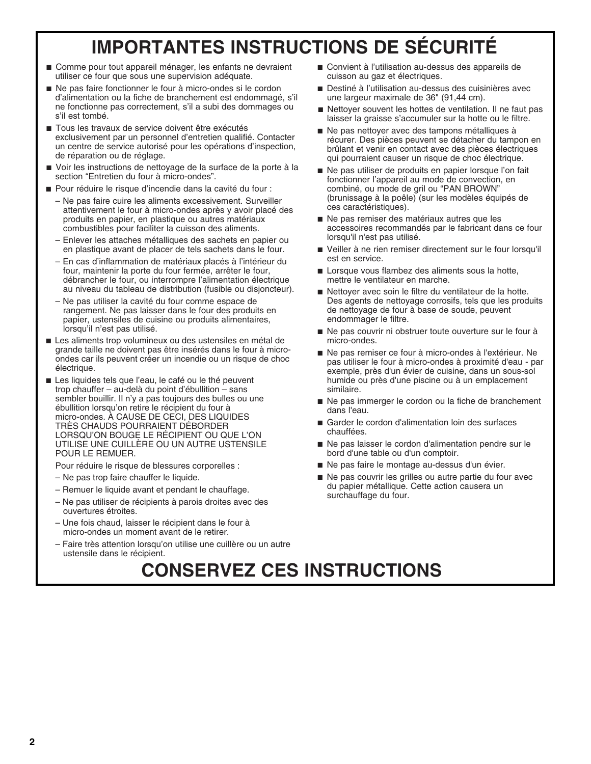# IMPORTANTES INSTRUCTIONS DE SÉCURITÉ

- Comme pour tout appareil ménager, les enfants ne devraient utiliser ce four que sous une supervision adéquate.
- Ne pas faire fonctionner le four à micro-ondes si le cordon d'alimentation ou la fiche de branchement est endommagé, s'il ne fonctionne pas correctement, s'il a subi des dommages ou s'il est tombé.
- Tous les travaux de service doivent être exécutés exclusivement par un personnel d'entretien qualifié. Contacter un centre de service autorisé pour les opérations d'inspection, de réparation ou de réglage.
- Voir les instructions de nettoyage de la surface de la porte à la section "Entretien du four à micro-ondes".
- Pour réduire le risque d'incendie dans la cavité du four :
  - Ne pas faire cuire les aliments excessivement. Surveiller attentivement le four à micro-ondes après y avoir placé des produits en papier, en plastique ou autres matériaux combustibles pour faciliter la cuisson des aliments.
  - Enlever les attaches métalliques des sachets en papier ou en plastique avant de placer de tels sachets dans le four.
  - En cas d'inflammation de matériaux placés à l'intérieur du four, maintenir la porte du four fermée, arrêter le four, débrancher le four, ou interrompre l'alimentation électrique au niveau du tableau de distribution (fusible ou disjoncteur).
  - Ne pas utiliser la cavité du four comme espace de rangement. Ne pas laisser dans le four des produits en papier, ustensiles de cuisine ou produits alimentaires, lorsqu'il n'est pas utilisé.
- Les aliments trop volumineux ou des ustensiles en métal de grande taille ne doivent pas être insérés dans le four à micro-ondes car ils peuvent créer un incendie ou un risque de choc électrique.
- Les liquides tels que l'eau, le café ou le thé peuvent trop chauffer – au-delà du point d'ébullition – sans sembler bouillir. Il n'y a pas toujours des bulles ou une ébullition lorsqu'on retire le récipient du four à micro-ondes. À CAUSE DE CECI, DES LIQUIDES TRÈS CHAUDS POURRAIENT DÉBORDER LORSQU'ON BOUGE LE RÉCIPIENT OU QUE L'ON UTILISE UNE CUILLÈRE OU UN AUTRE USTENSILE POUR LE REMUER.

  Pour réduire le risque de blessures corporelles :
  - Ne pas trop faire chauffer le liquide.
  - Remuer le liquide avant et pendant le chauffage.
  - Ne pas utiliser de récipients à parois droites avec des ouvertures étroites.
  - Une fois chaud, laisser le récipient dans le four à micro-ondes un moment avant de le retirer.
  - Faire très attention lorsqu'on utilise une cuillère ou un autre ustensile dans le récipient.
- Convient à l'utilisation au-dessus des appareils de cuisson au gaz et électriques.
- Destiné à l'utilisation au-dessus des cuisinières avec une largeur maximale de 36" (91,44 cm).
- Nettoyer souvent les hottes de ventilation. Il ne faut pas laisser la graisse s'accumuler sur la hotte ou le filtre.
- Ne pas nettoyer avec des tampons métalliques à récurer. Des pièces peuvent se détacher du tampon en brûlant et venir en contact avec des pièces électriques qui pourraient causer un risque de choc électrique.
- Ne pas utiliser de produits en papier lorsque l'on fait fonctionner l'appareil au mode de convection, en combiné, ou mode de gril ou "PAN BROWN" (brunissage à la poêle) (sur les modèles équipés de ces caractéristiques).
- Ne pas remiser des matériaux autres que les accessoires recommandés par le fabricant dans ce four lorsqu'il n'est pas utilisé.
- Veiller à ne rien remiser directement sur le four lorsqu'il est en service.
- Lorsque vous flambez des aliments sous la hotte, mettre le ventilateur en marche.
- Nettoyer avec soin le filtre du ventilateur de la hotte. Des agents de nettoyage corrosifs, tels que les produits de nettoyage de four à base de soude, peuvent endommager le filtre.
- Ne pas couvrir ni obstruer toute ouverture sur le four à micro-ondes.
- Ne pas remiser ce four à micro-ondes à l'extérieur. Ne pas utiliser le four à micro-ondes à proximité d'eau - par exemple, près d'un évier de cuisine, dans un sous-sol humide ou près d'une piscine ou à un emplacement similaire.
- Ne pas immerger le cordon ou la fiche de branchement dans l'eau.
- Garder le cordon d'alimentation loin des surfaces chauffées.
- Ne pas laisser le cordon d'alimentation pendre sur le bord d'une table ou d'un comptoir.
- Ne pas faire le montage au-dessus d'un évier.
- Ne pas couvrir les grilles ou autre partie du four avec du papier métallique. Cette action causera un surchauffage du four.

# CONSERVEZ CES INSTRUCTIONS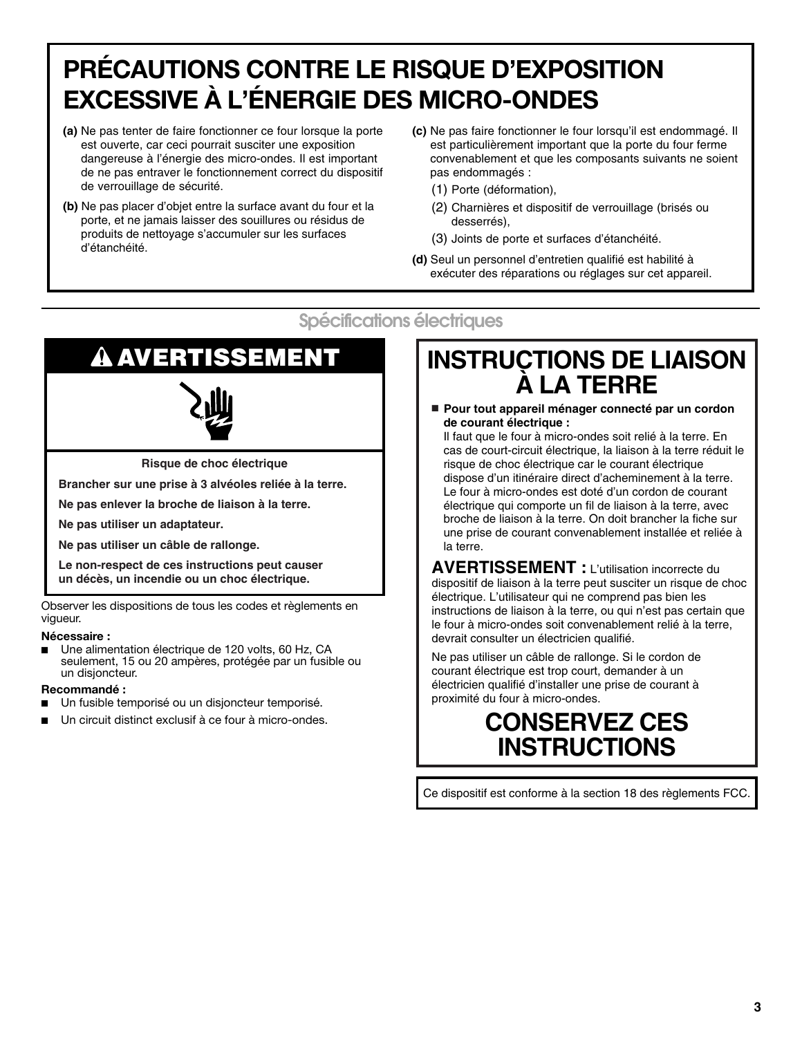# PRÉCAUTIONS CONTRE LE RISQUE D'EXPOSITION EXCESSIVE À L'ÉNERGIE DES MICRO-ONDES

**(a)** Ne pas tenter de faire fonctionner ce four lorsque la porte est ouverte, car ceci pourrait susciter une exposition dangereuse à l'énergie des micro-ondes. Il est important de ne pas entraver le fonctionnement correct du dispositif de verrouillage de sécurité.

**(b)** Ne pas placer d'objet entre la surface avant du four et la porte, et ne jamais laisser des souillures ou résidus de produits de nettoyage s'accumuler sur les surfaces d'étanchéité.

**(c)** Ne pas faire fonctionner le four lorsqu'il est endommagé. Il est particulièrement important que la porte du four ferme convenablement et que les composants suivants ne soient pas endommagés :

(1) Porte (déformation),

(2) Charnières et dispositif de verrouillage (brisés ou desserrés),

(3) Joints de porte et surfaces d'étanchéité.

**(d)** Seul un personnel d'entretien qualifié est habilité à exécuter des réparations ou réglages sur cet appareil.

## Spécifications électriques

### ⚠ AVERTISSEMENT

**Risque de choc électrique**

**Brancher sur une prise à 3 alvéoles reliée à la terre.**

**Ne pas enlever la broche de liaison à la terre.**

**Ne pas utiliser un adaptateur.**

**Ne pas utiliser un câble de rallonge.**

**Le non-respect de ces instructions peut causer un décès, un incendie ou un choc électrique.**

Observer les dispositions de tous les codes et règlements en vigueur.

**Nécessaire :**

- Une alimentation électrique de 120 volts, 60 Hz, CA seulement, 15 ou 20 ampères, protégée par un fusible ou un disjoncteur.

**Recommandé :**

- Un fusible temporisé ou un disjoncteur temporisé.
- Un circuit distinct exclusif à ce four à micro-ondes.

## INSTRUCTIONS DE LIAISON À LA TERRE

- **Pour tout appareil ménager connecté par un cordon de courant électrique :**
  Il faut que le four à micro-ondes soit relié à la terre. En cas de court-circuit électrique, la liaison à la terre réduit le risque de choc électrique car le courant électrique dispose d'un itinéraire direct d'acheminement à la terre. Le four à micro-ondes est doté d'un cordon de courant électrique qui comporte un fil de liaison à la terre, avec broche de liaison à la terre. On doit brancher la fiche sur une prise de courant convenablement installée et reliée à la terre.

**AVERTISSEMENT :** L'utilisation incorrecte du dispositif de liaison à la terre peut susciter un risque de choc électrique. L'utilisateur qui ne comprend pas bien les instructions de liaison à la terre, ou qui n'est pas certain que le four à micro-ondes soit convenablement relié à la terre, devrait consulter un électricien qualifié.

Ne pas utiliser un câble de rallonge. Si le cordon de courant électrique est trop court, demander à un électricien qualifié d'installer une prise de courant à proximité du four à micro-ondes.

## CONSERVEZ CES INSTRUCTIONS

Ce dispositif est conforme à la section 18 des règlements FCC.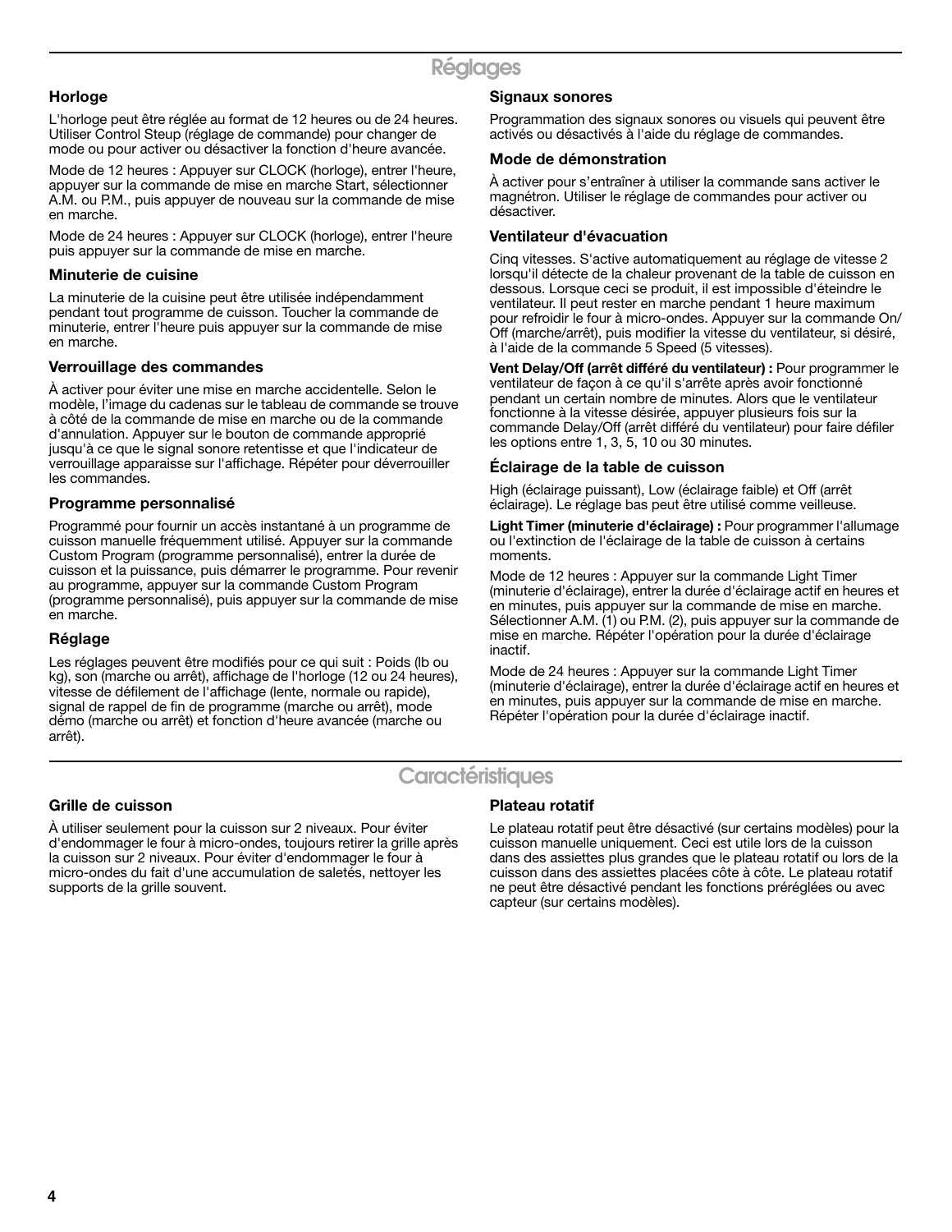## Réglages

### Horloge

L'horloge peut être réglée au format de 12 heures ou de 24 heures. Utiliser Control Steup (réglage de commande) pour changer de mode ou pour activer ou désactiver la fonction d'heure avancée.

Mode de 12 heures : Appuyer sur CLOCK (horloge), entrer l'heure, appuyer sur la commande de mise en marche Start, sélectionner A.M. ou P.M., puis appuyer de nouveau sur la commande de mise en marche.

Mode de 24 heures : Appuyer sur CLOCK (horloge), entrer l'heure puis appuyer sur la commande de mise en marche.

### Minuterie de cuisine

La minuterie de la cuisine peut être utilisée indépendamment pendant tout programme de cuisson. Toucher la commande de minuterie, entrer l'heure puis appuyer sur la commande de mise en marche.

### Verrouillage des commandes

À activer pour éviter une mise en marche accidentelle. Selon le modèle, l'image du cadenas sur le tableau de commande se trouve à côté de la commande de mise en marche ou de la commande d'annulation. Appuyer sur le bouton de commande approprié jusqu'à ce que le signal sonore retentisse et que l'indicateur de verrouillage apparaisse sur l'affichage. Répéter pour déverrouiller les commandes.

### Programme personnalisé

Programmé pour fournir un accès instantané à un programme de cuisson manuelle fréquemment utilisé. Appuyer sur la commande Custom Program (programme personnalisé), entrer la durée de cuisson et la puissance, puis démarrer le programme. Pour revenir au programme, appuyer sur la commande Custom Program (programme personnalisé), puis appuyer sur la commande de mise en marche.

### Réglage

Les réglages peuvent être modifiés pour ce qui suit : Poids (lb ou kg), son (marche ou arrêt), affichage de l'horloge (12 ou 24 heures), vitesse de défilement de l'affichage (lente, normale ou rapide), signal de rappel de fin de programme (marche ou arrêt), mode démo (marche ou arrêt) et fonction d'heure avancée (marche ou arrêt).

### Signaux sonores

Programmation des signaux sonores ou visuels qui peuvent être activés ou désactivés à l'aide du réglage de commandes.

### Mode de démonstration

À activer pour s'entraîner à utiliser la commande sans activer le magnétron. Utiliser le réglage de commandes pour activer ou désactiver.

### Ventilateur d'évacuation

Cinq vitesses. S'active automatiquement au réglage de vitesse 2 lorsqu'il détecte de la chaleur provenant de la table de cuisson en dessous. Lorsque ceci se produit, il est impossible d'éteindre le ventilateur. Il peut rester en marche pendant 1 heure maximum pour refroidir le four à micro-ondes. Appuyer sur la commande On/Off (marche/arrêt), puis modifier la vitesse du ventilateur, si désiré, à l'aide de la commande 5 Speed (5 vitesses).

**Vent Delay/Off (arrêt différé du ventilateur) :** Pour programmer le ventilateur de façon à ce qu'il s'arrête après avoir fonctionné pendant un certain nombre de minutes. Alors que le ventilateur fonctionne à la vitesse désirée, appuyer plusieurs fois sur la commande Delay/Off (arrêt différé du ventilateur) pour faire défiler les options entre 1, 3, 5, 10 ou 30 minutes.

### Éclairage de la table de cuisson

High (éclairage puissant), Low (éclairage faible) et Off (arrêt éclairage). Le réglage bas peut être utilisé comme veilleuse.

**Light Timer (minuterie d'éclairage) :** Pour programmer l'allumage ou l'extinction de l'éclairage de la table de cuisson à certains moments.

Mode de 12 heures : Appuyer sur la commande Light Timer (minuterie d'éclairage), entrer la durée d'éclairage actif en heures et en minutes, puis appuyer sur la commande de mise en marche. Sélectionner A.M. (1) ou P.M. (2), puis appuyer sur la commande de mise en marche. Répéter l'opération pour la durée d'éclairage inactif.

Mode de 24 heures : Appuyer sur la commande Light Timer (minuterie d'éclairage), entrer la durée d'éclairage actif en heures et en minutes, puis appuyer sur la commande de mise en marche. Répéter l'opération pour la durée d'éclairage inactif.

## Caractéristiques

### Grille de cuisson

À utiliser seulement pour la cuisson sur 2 niveaux. Pour éviter d'endommager le four à micro-ondes, toujours retirer la grille après la cuisson sur 2 niveaux. Pour éviter d'endommager le four à micro-ondes du fait d'une accumulation de saletés, nettoyer les supports de la grille souvent.

### Plateau rotatif

Le plateau rotatif peut être désactivé (sur certains modèles) pour la cuisson manuelle uniquement. Ceci est utile lors de la cuisson dans des assiettes plus grandes que le plateau rotatif ou lors de la cuisson dans des assiettes placées côte à côte. Le plateau rotatif ne peut être désactivé pendant les fonctions préréglées ou avec capteur (sur certains modèles).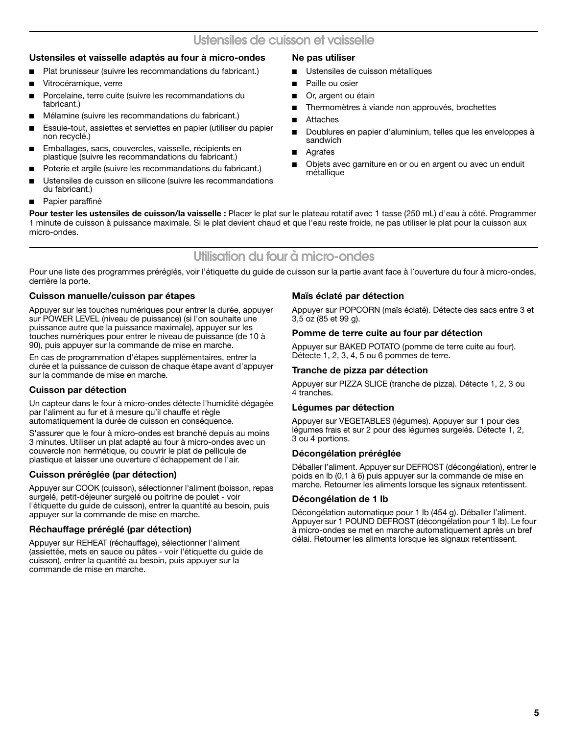## Ustensiles de cuisson et vaisselle

### Ustensiles et vaisselle adaptés au four à micro-ondes

- Plat brunisseur (suivre les recommandations du fabricant.)
- Vitrocéramique, verre
- Porcelaine, terre cuite (suivre les recommandations du fabricant.)
- Mélamine (suivre les recommandations du fabricant.)
- Essuie-tout, assiettes et serviettes en papier (utiliser du papier non recyclé.)
- Emballages, sacs, couvercles, vaisselle, récipients en plastique (suivre les recommandations du fabricant.)
- Poterie et argile (suivre les recommandations du fabricant.)
- Ustensiles de cuisson en silicone (suivre les recommandations du fabricant.)
- Papier paraffiné

### Ne pas utiliser

- Ustensiles de cuisson métalliques
- Paille ou osier
- Or, argent ou étain
- Thermomètres à viande non approuvés, brochettes
- Attaches
- Doublures en papier d'aluminium, telles que les enveloppes à sandwich
- Agrafes
- Objets avec garniture en or ou en argent ou avec un enduit métallique

**Pour tester les ustensiles de cuisson/la vaisselle :** Placer le plat sur le plateau rotatif avec 1 tasse (250 mL) d'eau à côté. Programmer 1 minute de cuisson à puissance maximale. Si le plat devient chaud et que l'eau reste froide, ne pas utiliser le plat pour la cuisson aux micro-ondes.

## Utilisation du four à micro-ondes

Pour une liste des programmes préréglés, voir l'étiquette du guide de cuisson sur la partie avant face à l'ouverture du four à micro-ondes, derrière la porte.

### Cuisson manuelle/cuisson par étapes

Appuyer sur les touches numériques pour entrer la durée, appuyer sur POWER LEVEL (niveau de puissance) (si l'on souhaite une puissance autre que la puissance maximale), appuyer sur les touches numériques pour entrer le niveau de puissance (de 10 à 90), puis appuyer sur la commande de mise en marche.

En cas de programmation d'étapes supplémentaires, entrer la durée et la puissance de cuisson de chaque étape avant d'appuyer sur la commande de mise en marche.

### Cuisson par détection

Un capteur dans le four à micro-ondes détecte l'humidité dégagée par l'aliment au fur et à mesure qu'il chauffe et règle automatiquement la durée de cuisson en conséquence.

S'assurer que le four à micro-ondes est branché depuis au moins 3 minutes. Utiliser un plat adapté au four à micro-ondes avec un couvercle non hermétique, ou couvrir le plat de pellicule de plastique et laisser une ouverture d'échappement de l'air.

### Cuisson préréglée (par détection)

Appuyer sur COOK (cuisson), sélectionner l'aliment (boisson, repas surgelé, petit-déjeuner surgelé ou poitrine de poulet - voir l'étiquette du guide de cuisson), entrer la quantité au besoin, puis appuyer sur la commande de mise en marche.

### Réchauffage préréglé (par détection)

Appuyer sur REHEAT (réchauffage), sélectionner l'aliment (assiettée, mets en sauce ou pâtes - voir l'étiquette du guide de cuisson), entrer la quantité au besoin, puis appuyer sur la commande de mise en marche.

### Maïs éclaté par détection

Appuyer sur POPCORN (maïs éclaté). Détecte des sacs entre 3 et 3,5 oz (85 et 99 g).

### Pomme de terre cuite au four par détection

Appuyer sur BAKED POTATO (pomme de terre cuite au four). Détecte 1, 2, 3, 4, 5 ou 6 pommes de terre.

### Tranche de pizza par détection

Appuyer sur PIZZA SLICE (tranche de pizza). Détecte 1, 2, 3 ou 4 tranches.

### Légumes par détection

Appuyer sur VEGETABLES (légumes). Appuyer sur 1 pour des légumes frais et sur 2 pour des légumes surgelés. Détecte 1, 2, 3 ou 4 portions.

### Décongélation préréglée

Déballer l'aliment. Appuyer sur DEFROST (décongélation), entrer le poids en lb (0,1 à 6) puis appuyer sur la commande de mise en marche. Retourner les aliments lorsque les signaux retentissent.

### Décongélation de 1 lb

Décongélation automatique pour 1 lb (454 g). Déballer l'aliment. Appuyer sur 1 POUND DEFROST (décongélation pour 1 lb). Le four à micro-ondes se met en marche automatiquement après un bref délai. Retourner les aliments lorsque les signaux retentissent.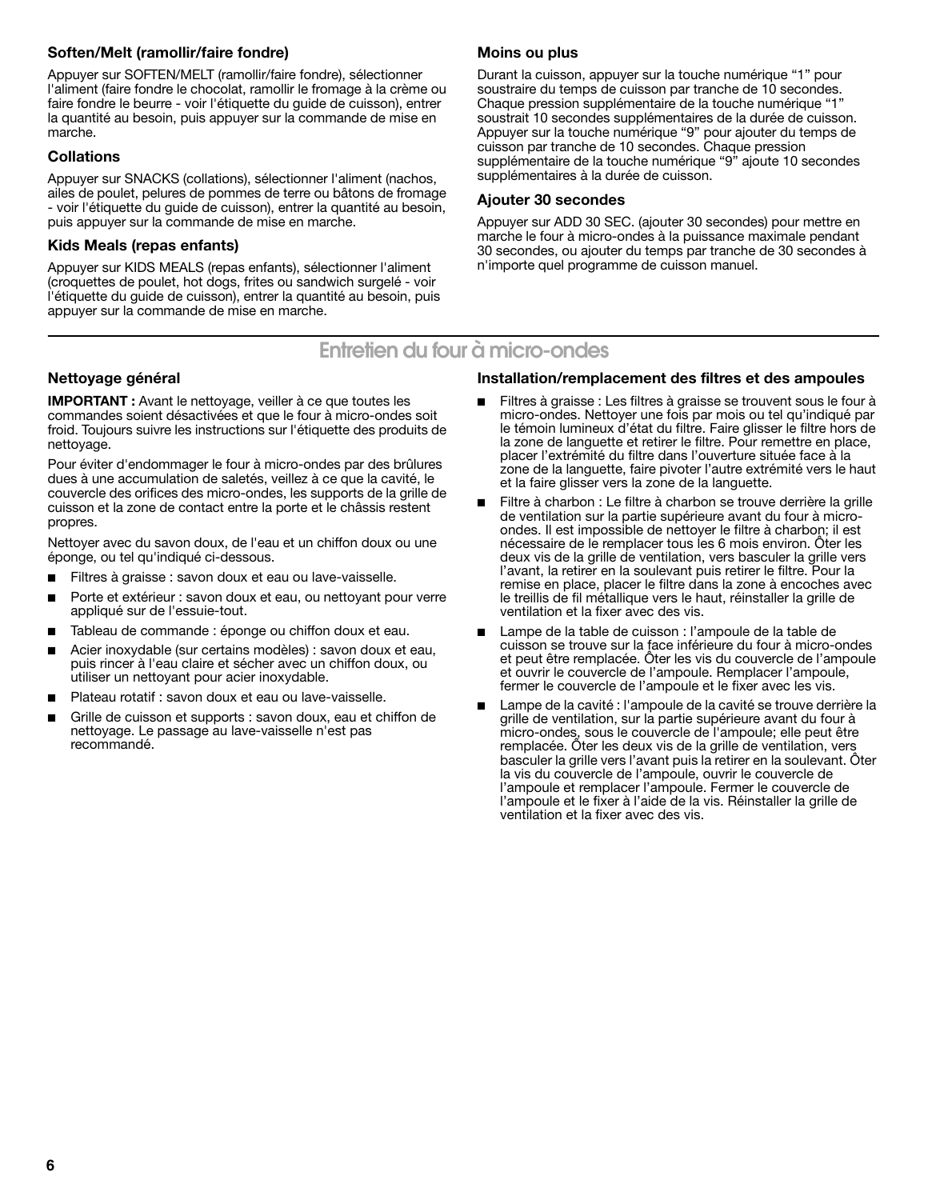### Soften/Melt (ramollir/faire fondre)

Appuyer sur SOFTEN/MELT (ramollir/faire fondre), sélectionner l'aliment (faire fondre le chocolat, ramollir le fromage à la crème ou faire fondre le beurre - voir l'étiquette du guide de cuisson), entrer la quantité au besoin, puis appuyer sur la commande de mise en marche.

### Collations

Appuyer sur SNACKS (collations), sélectionner l'aliment (nachos, ailes de poulet, pelures de pommes de terre ou bâtons de fromage - voir l'étiquette du guide de cuisson), entrer la quantité au besoin, puis appuyer sur la commande de mise en marche.

### Kids Meals (repas enfants)

Appuyer sur KIDS MEALS (repas enfants), sélectionner l'aliment (croquettes de poulet, hot dogs, frites ou sandwich surgelé - voir l'étiquette du guide de cuisson), entrer la quantité au besoin, puis appuyer sur la commande de mise en marche.

### Moins ou plus

Durant la cuisson, appuyer sur la touche numérique “1” pour soustraire du temps de cuisson par tranche de 10 secondes. Chaque pression supplémentaire de la touche numérique “1” soustrait 10 secondes supplémentaires de la durée de cuisson. Appuyer sur la touche numérique “9” pour ajouter du temps de cuisson par tranche de 10 secondes. Chaque pression supplémentaire de la touche numérique “9” ajoute 10 secondes supplémentaires à la durée de cuisson.

### Ajouter 30 secondes

Appuyer sur ADD 30 SEC. (ajouter 30 secondes) pour mettre en marche le four à micro-ondes à la puissance maximale pendant 30 secondes, ou ajouter du temps par tranche de 30 secondes à n'importe quel programme de cuisson manuel.

## Entretien du four à micro-ondes

### Nettoyage général

**IMPORTANT :** Avant le nettoyage, veiller à ce que toutes les commandes soient désactivées et que le four à micro-ondes soit froid. Toujours suivre les instructions sur l'étiquette des produits de nettoyage.

Pour éviter d'endommager le four à micro-ondes par des brûlures dues à une accumulation de saletés, veillez à ce que la cavité, le couvercle des orifices des micro-ondes, les supports de la grille de cuisson et la zone de contact entre la porte et le châssis restent propres.

Nettoyer avec du savon doux, de l'eau et un chiffon doux ou une éponge, ou tel qu'indiqué ci-dessous.

- Filtres à graisse : savon doux et eau ou lave-vaisselle.
- Porte et extérieur : savon doux et eau, ou nettoyant pour verre appliqué sur de l'essuie-tout.
- Tableau de commande : éponge ou chiffon doux et eau.
- Acier inoxydable (sur certains modèles) : savon doux et eau, puis rincer à l'eau claire et sécher avec un chiffon doux, ou utiliser un nettoyant pour acier inoxydable.
- Plateau rotatif : savon doux et eau ou lave-vaisselle.
- Grille de cuisson et supports : savon doux, eau et chiffon de nettoyage. Le passage au lave-vaisselle n'est pas recommandé.

### Installation/remplacement des filtres et des ampoules

- Filtres à graisse : Les filtres à graisse se trouvent sous le four à micro-ondes. Nettoyer une fois par mois ou tel qu'indiqué par le témoin lumineux d'état du filtre. Faire glisser le filtre hors de la zone de languette et retirer le filtre. Pour remettre en place, placer l'extrémité du filtre dans l'ouverture située face à la zone de la languette, faire pivoter l'autre extrémité vers le haut et la faire glisser vers la zone de la languette.
- Filtre à charbon : Le filtre à charbon se trouve derrière la grille de ventilation sur la partie supérieure avant du four à micro-ondes. Il est impossible de nettoyer le filtre à charbon; il est nécessaire de le remplacer tous les 6 mois environ. Ôter les deux vis de la grille de ventilation, vers basculer la grille vers l'avant, la retirer en la soulevant puis retirer le filtre. Pour la remise en place, placer le filtre dans la zone à encoches avec le treillis de fil métallique vers le haut, réinstaller la grille de ventilation et la fixer avec des vis.
- Lampe de la table de cuisson : l'ampoule de la table de cuisson se trouve sur la face inférieure du four à micro-ondes et peut être remplacée. Ôter les vis du couvercle de l'ampoule et ouvrir le couvercle de l'ampoule. Remplacer l'ampoule, fermer le couvercle de l'ampoule et le fixer avec les vis.
- Lampe de la cavité : l'ampoule de la cavité se trouve derrière la grille de ventilation, sur la partie supérieure avant du four à micro-ondes, sous le couvercle de l'ampoule; elle peut être remplacée. Ôter les deux vis de la grille de ventilation, vers basculer la grille vers l'avant puis la retirer en la soulevant. Ôter la vis du couvercle de l'ampoule, ouvrir le couvercle de l'ampoule et remplacer l'ampoule. Fermer le couvercle de l'ampoule et le fixer à l'aide de la vis. Réinstaller la grille de ventilation et la fixer avec des vis.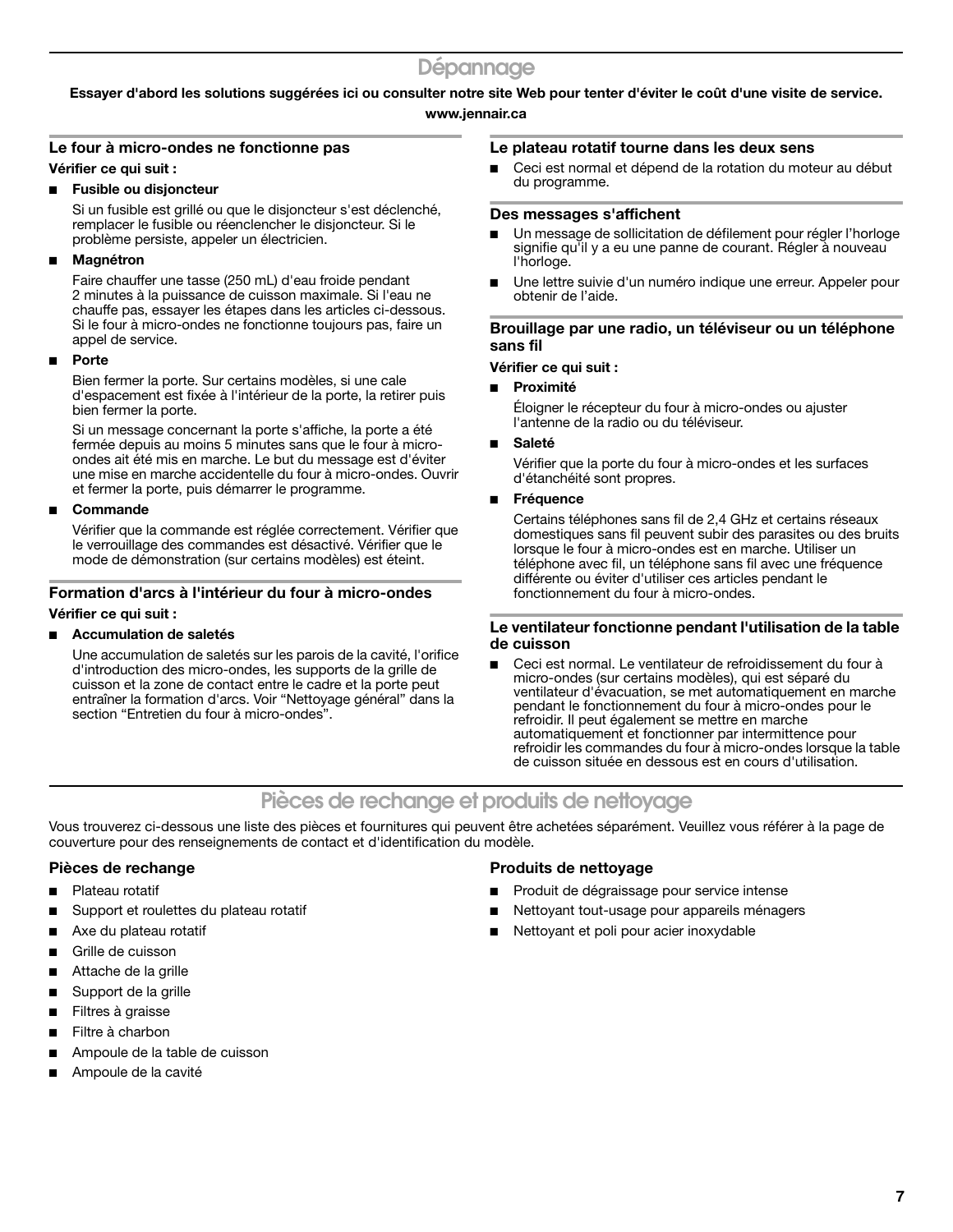# Dépannage

**Essayer d'abord les solutions suggérées ici ou consulter notre site Web pour tenter d'éviter le coût d'une visite de service.**

**www.jennair.ca**

### Le four à micro-ondes ne fonctionne pas

**Vérifier ce qui suit :**

- **Fusible ou disjoncteur**

  Si un fusible est grillé ou que le disjoncteur s'est déclenché, remplacer le fusible ou réenclencher le disjoncteur. Si le problème persiste, appeler un électricien.

- **Magnétron**

  Faire chauffer une tasse (250 mL) d'eau froide pendant 2 minutes à la puissance de cuisson maximale. Si l'eau ne chauffe pas, essayer les étapes dans les articles ci-dessous. Si le four à micro-ondes ne fonctionne toujours pas, faire un appel de service.

- **Porte**

  Bien fermer la porte. Sur certains modèles, si une cale d'espacement est fixée à l'intérieur de la porte, la retirer puis bien fermer la porte.

  Si un message concernant la porte s'affiche, la porte a été fermée depuis au moins 5 minutes sans que le four à micro-ondes ait été mis en marche. Le but du message est d'éviter une mise en marche accidentelle du four à micro-ondes. Ouvrir et fermer la porte, puis démarrer le programme.

- **Commande**

  Vérifier que la commande est réglée correctement. Vérifier que le verrouillage des commandes est désactivé. Vérifier que le mode de démonstration (sur certains modèles) est éteint.

### Formation d'arcs à l'intérieur du four à micro-ondes

**Vérifier ce qui suit :**

- **Accumulation de saletés**

  Une accumulation de saletés sur les parois de la cavité, l'orifice d'introduction des micro-ondes, les supports de la grille de cuisson et la zone de contact entre le cadre et la porte peut entraîner la formation d'arcs. Voir “Nettoyage général” dans la section “Entretien du four à micro-ondes”.

### Le plateau rotatif tourne dans les deux sens

- Ceci est normal et dépend de la rotation du moteur au début du programme.

### Des messages s'affichent

- Un message de sollicitation de défilement pour régler l'horloge signifie qu'il y a eu une panne de courant. Régler à nouveau l'horloge.
- Une lettre suivie d'un numéro indique une erreur. Appeler pour obtenir de l'aide.

### Brouillage par une radio, un téléviseur ou un téléphone sans fil

**Vérifier ce qui suit :**

- **Proximité**

  Éloigner le récepteur du four à micro-ondes ou ajuster l'antenne de la radio ou du téléviseur.

- **Saleté**

  Vérifier que la porte du four à micro-ondes et les surfaces d'étanchéité sont propres.

- **Fréquence**

  Certains téléphones sans fil de 2,4 GHz et certains réseaux domestiques sans fil peuvent subir des parasites ou des bruits lorsque le four à micro-ondes est en marche. Utiliser un téléphone avec fil, un téléphone sans fil avec une fréquence différente ou éviter d'utiliser ces articles pendant le fonctionnement du four à micro-ondes.

### Le ventilateur fonctionne pendant l'utilisation de la table de cuisson

- Ceci est normal. Le ventilateur de refroidissement du four à micro-ondes (sur certains modèles), qui est séparé du ventilateur d'évacuation, se met automatiquement en marche pendant le fonctionnement du four à micro-ondes pour le refroidir. Il peut également se mettre en marche automatiquement et fonctionner par intermittence pour refroidir les commandes du four à micro-ondes lorsque la table de cuisson située en dessous est en cours d'utilisation.

# Pièces de rechange et produits de nettoyage

Vous trouverez ci-dessous une liste des pièces et fournitures qui peuvent être achetées séparément. Veuillez vous référer à la page de couverture pour des renseignements de contact et d'identification du modèle.

### Pièces de rechange

- Plateau rotatif
- Support et roulettes du plateau rotatif
- Axe du plateau rotatif
- Grille de cuisson
- Attache de la grille
- Support de la grille
- Filtres à graisse
- Filtre à charbon
- Ampoule de la table de cuisson
- Ampoule de la cavité

### Produits de nettoyage

- Produit de dégraissage pour service intense
- Nettoyant tout-usage pour appareils ménagers
- Nettoyant et poli pour acier inoxydable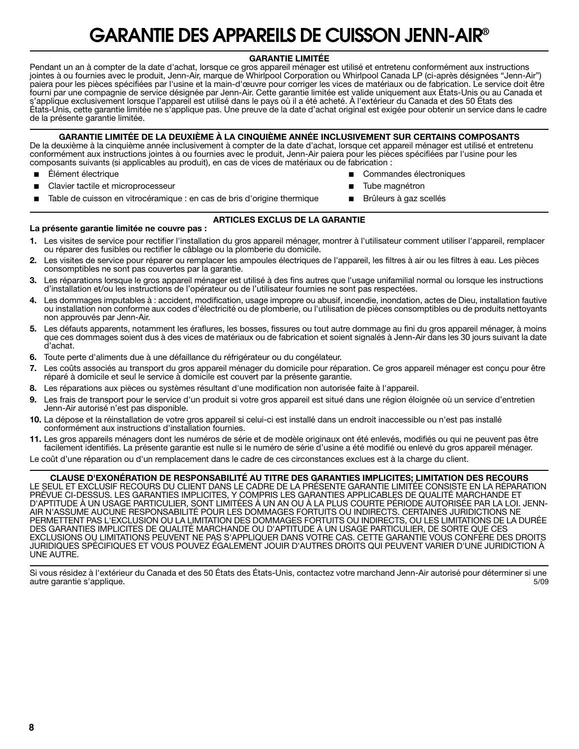# GARANTIE DES APPAREILS DE CUISSON JENN-AIR®

## GARANTIE LIMITÉE

Pendant un an à compter de la date d'achat, lorsque ce gros appareil ménager est utilisé et entretenu conformément aux instructions jointes à ou fournies avec le produit, Jenn-Air, marque de Whirlpool Corporation ou Whirlpool Canada LP (ci-après désignées “Jenn-Air”) paiera pour les pièces spécifiées par l'usine et la main-d'œuvre pour corriger les vices de matériaux ou de fabrication. Le service doit être fourni par une compagnie de service désignée par Jenn-Air. Cette garantie limitée est valide uniquement aux États-Unis ou au Canada et s’applique exclusivement lorsque l’appareil est utilisé dans le pays où il a été acheté. À l'extérieur du Canada et des 50 États des États-Unis, cette garantie limitée ne s'applique pas. Une preuve de la date d’achat original est exigée pour obtenir un service dans le cadre de la présente garantie limitée.

## GARANTIE LIMITÉE DE LA DEUXIÈME À LA CINQUIÈME ANNÉE INCLUSIVEMENT SUR CERTAINS COMPOSANTS

De la deuxième à la cinquième année inclusivement à compter de la date d'achat, lorsque cet appareil ménager est utilisé et entretenu conformément aux instructions jointes à ou fournies avec le produit, Jenn-Air paiera pour les pièces spécifiées par l'usine pour les composants suivants (si applicables au produit), en cas de vices de matériaux ou de fabrication :

- Élément électrique
- Clavier tactile et microprocesseur
- Table de cuisson en vitrocéramique : en cas de bris d'origine thermique
- Commandes électroniques
- Tube magnétron
- Brûleurs à gaz scellés

## ARTICLES EXCLUS DE LA GARANTIE

**La présente garantie limitée ne couvre pas :**

1. Les visites de service pour rectifier l'installation du gros appareil ménager, montrer à l'utilisateur comment utiliser l'appareil, remplacer ou réparer des fusibles ou rectifier le câblage ou la plomberie du domicile.
2. Les visites de service pour réparer ou remplacer les ampoules électriques de l'appareil, les filtres à air ou les filtres à eau. Les pièces consomptibles ne sont pas couvertes par la garantie.
3. Les réparations lorsque le gros appareil ménager est utilisé à des fins autres que l'usage unifamilial normal ou lorsque les instructions d’installation et/ou les instructions de l’opérateur ou de l’utilisateur fournies ne sont pas respectées.
4. Les dommages imputables à : accident, modification, usage impropre ou abusif, incendie, inondation, actes de Dieu, installation fautive ou installation non conforme aux codes d'électricité ou de plomberie, ou l'utilisation de pièces consomptibles ou de produits nettoyants non approuvés par Jenn-Air.
5. Les défauts apparents, notamment les éraflures, les bosses, fissures ou tout autre dommage au fini du gros appareil ménager, à moins que ces dommages soient dus à des vices de matériaux ou de fabrication et soient signalés à Jenn-Air dans les 30 jours suivant la date d’achat.
6. Toute perte d'aliments due à une défaillance du réfrigérateur ou du congélateur.
7. Les coûts associés au transport du gros appareil ménager du domicile pour réparation. Ce gros appareil ménager est conçu pour être réparé à domicile et seul le service à domicile est couvert par la présente garantie.
8. Les réparations aux pièces ou systèmes résultant d'une modification non autorisée faite à l'appareil.
9. Les frais de transport pour le service d'un produit si votre gros appareil est situé dans une région éloignée où un service d’entretien Jenn-Air autorisé n’est pas disponible.
10. La dépose et la réinstallation de votre gros appareil si celui-ci est installé dans un endroit inaccessible ou n'est pas installé conformément aux instructions d'installation fournies.
11. Les gros appareils ménagers dont les numéros de série et de modèle originaux ont été enlevés, modifiés ou qui ne peuvent pas être facilement identifiés. La présente garantie est nulle si le numéro de série d’usine a été modifié ou enlevé du gros appareil ménager.

Le coût d’une réparation ou d'un remplacement dans le cadre de ces circonstances exclues est à la charge du client.

## CLAUSE D'EXONÉRATION DE RESPONSABILITÉ AU TITRE DES GARANTIES IMPLICITES; LIMITATION DES RECOURS

LE SEUL ET EXCLUSIF RECOURS DU CLIENT DANS LE CADRE DE LA PRÉSENTE GARANTIE LIMITÉE CONSISTE EN LA RÉPARATION PRÉVUE CI-DESSUS. LES GARANTIES IMPLICITES, Y COMPRIS LES GARANTIES APPLICABLES DE QUALITÉ MARCHANDE ET D'APTITUDE À UN USAGE PARTICULIER, SONT LIMITÉES À UN AN OU À LA PLUS COURTE PÉRIODE AUTORISÉE PAR LA LOI. JENN-AIR N'ASSUME AUCUNE RESPONSABILITÉ POUR LES DOMMAGES FORTUITS OU INDIRECTS. CERTAINES JURIDICTIONS NE PERMETTENT PAS L'EXCLUSION OU LA LIMITATION DES DOMMAGES FORTUITS OU INDIRECTS, OU LES LIMITATIONS DE LA DURÉE DES GARANTIES IMPLICITES DE QUALITÉ MARCHANDE OU D'APTITUDE À UN USAGE PARTICULIER, DE SORTE QUE CES EXCLUSIONS OU LIMITATIONS PEUVENT NE PAS S'APPLIQUER DANS VOTRE CAS. CETTE GARANTIE VOUS CONFÈRE DES DROITS JURIDIQUES SPÉCIFIQUES ET VOUS POUVEZ ÉGALEMENT JOUIR D'AUTRES DROITS QUI PEUVENT VARIER D'UNE JURIDICTION À UNE AUTRE.

Si vous résidez à l'extérieur du Canada et des 50 États des États-Unis, contactez votre marchand Jenn-Air autorisé pour déterminer si une autre garantie s'applique.

5/09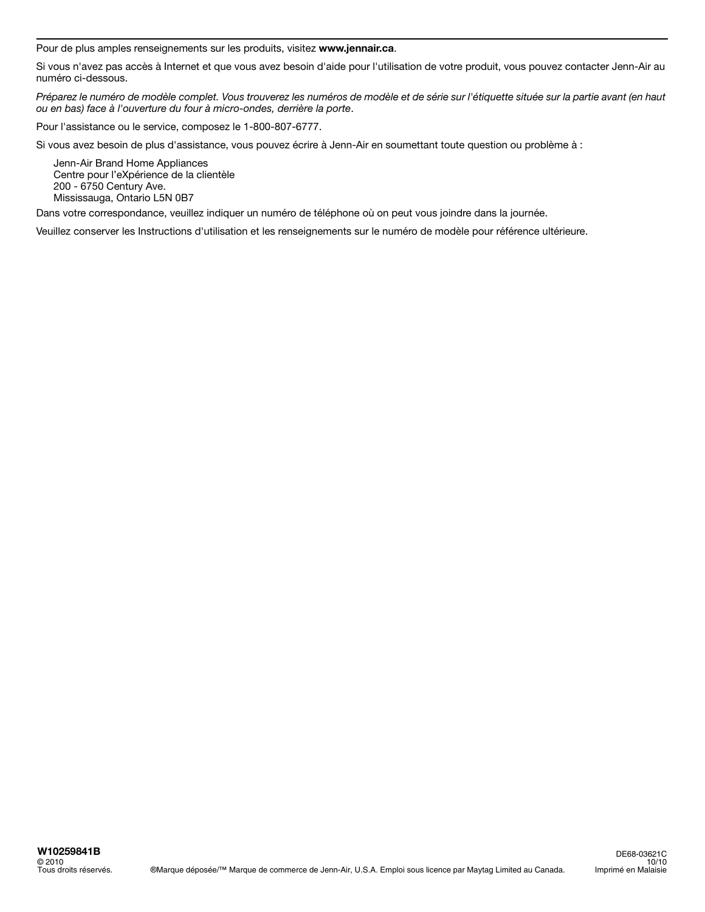Pour de plus amples renseignements sur les produits, visitez **www.jennair.ca**.

Si vous n'avez pas accès à Internet et que vous avez besoin d'aide pour l'utilisation de votre produit, vous pouvez contacter Jenn-Air au numéro ci-dessous.

*Préparez le numéro de modèle complet. Vous trouverez les numéros de modèle et de série sur l'étiquette située sur la partie avant (en haut ou en bas) face à l'ouverture du four à micro-ondes, derrière la porte*.

Pour l'assistance ou le service, composez le 1-800-807-6777.

Si vous avez besoin de plus d'assistance, vous pouvez écrire à Jenn-Air en soumettant toute question ou problème à :

Jenn-Air Brand Home Appliances
Centre pour l'eXpérience de la clientèle
200 - 6750 Century Ave.
Mississauga, Ontario L5N 0B7

Dans votre correspondance, veuillez indiquer un numéro de téléphone où on peut vous joindre dans la journée.

Veuillez conserver les Instructions d'utilisation et les renseignements sur le numéro de modèle pour référence ultérieure.

**W10259841B**
© 2010
Tous droits réservés.

®Marque déposée/™ Marque de commerce de Jenn-Air, U.S.A. Emploi sous licence par Maytag Limited au Canada.

DE68-03621C
10/10
Imprimé en Malaisie